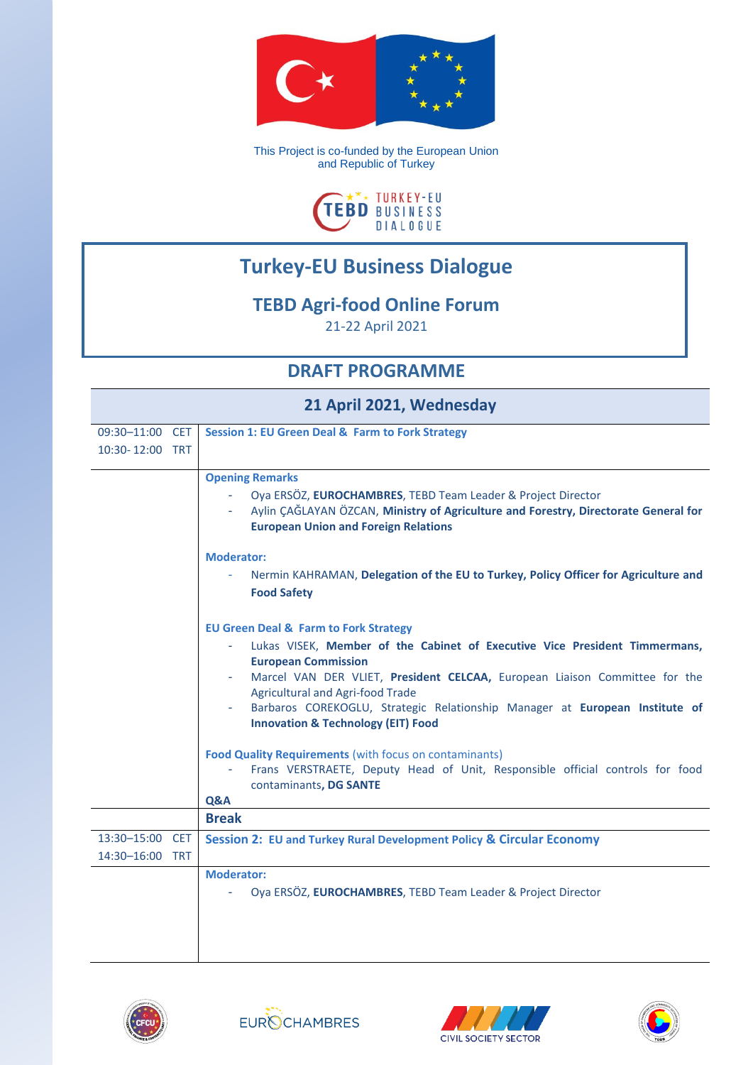This Project is co-funded by the European Union and Republic of Turkey

TURKEY-EU BUSINESS DIALOGUE

# Turkey-EU Business Dialogue

## TEBD Agri-food Online Forum

21-22 April 2021

## DRAFT PROGRAMME

| 21 April 2021, Wednesday | |
|---|---|
| 09:30–11:00 CET<br>10:30- 12:00 TRT | **Session 1: EU Green Deal & Farm to Fork Strategy** |
| | **Opening Remarks**<br>- Oya ERSÖZ, **EUROCHAMBRES**, TEBD Team Leader & Project Director<br>- Aylin ÇAĞLAYAN ÖZCAN, **Ministry of Agriculture and Forestry, Directorate General for European Union and Foreign Relations**<br><br>**Moderator:**<br>- Nermin KAHRAMAN, **Delegation of the EU to Turkey, Policy Officer for Agriculture and Food Safety**<br><br>**EU Green Deal & Farm to Fork Strategy**<br>- Lukas VISEK, **Member of the Cabinet of Executive Vice President Timmermans, European Commission**<br>- Marcel VAN DER VLIET, **President CELCAA,** European Liaison Committee for the Agricultural and Agri-food Trade<br>- Barbaros COREKOGLU, Strategic Relationship Manager at **European Institute of Innovation & Technology (EIT) Food**<br><br>**Food Quality Requirements** (with focus on contaminants)<br>- Frans VERSTRAETE, Deputy Head of Unit, Responsible official controls for food contaminants**, DG SANTE**<br>**Q&A** |
| | **Break** |
| 13:30–15:00 CET<br>14:30–16:00 TRT | **Session 2: EU and Turkey Rural Development Policy & Circular Economy** |
| | **Moderator:**<br>- Oya ERSÖZ, **EUROCHAMBRES**, TEBD Team Leader & Project Director |

CFCU | EUROCHAMBRES | CIVIL SOCIETY SECTOR | TOBB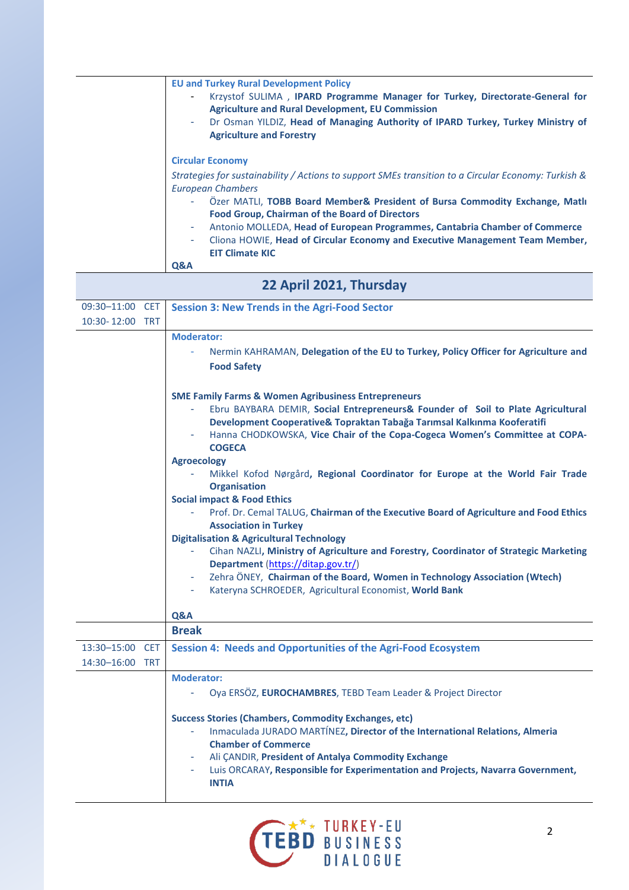**EU and Turkey Rural Development Policy**

- Krzystof SULIMA , **IPARD Programme Manager for Turkey, Directorate-General for Agriculture and Rural Development, EU Commission**
- Dr Osman YILDIZ, **Head of Managing Authority of IPARD Turkey, Turkey Ministry of Agriculture and Forestry**

**Circular Economy**

*Strategies for sustainability / Actions to support SMEs transition to a Circular Economy: Turkish & European Chambers*

- Özer MATLI, **TOBB Board Member& President of Bursa Commodity Exchange, Matlı Food Group, Chairman of the Board of Directors**
- Antonio MOLLEDA, **Head of European Programmes, Cantabria Chamber of Commerce**
- Cliona HOWIE, **Head of Circular Economy and Executive Management Team Member, EIT Climate KIC**

**Q&A**

## 22 April 2021, Thursday

| | |
|---|---|
| 09:30–11:00 CET<br>10:30- 12:00 TRT | **Session 3: New Trends in the Agri-Food Sector** |

**Moderator:**

- Nermin KAHRAMAN, **Delegation of the EU to Turkey, Policy Officer for Agriculture and Food Safety**

**SME Family Farms & Women Agribusiness Entrepreneurs**

- Ebru BAYBARA DEMIR, **Social Entrepreneurs& Founder of Soil to Plate Agricultural Development Cooperative& Topraktan Tabağa Tarımsal Kalkınma Kooferatifi**
- Hanna CHODKOWSKA, **Vice Chair of the Copa-Cogeca Women's Committee at COPA-COGECA**

**Agroecology**

- Mikkel Kofod Nørgård**, Regional Coordinator for Europe at the World Fair Trade Organisation**

**Social impact & Food Ethics**

- Prof. Dr. Cemal TALUG, **Chairman of the Executive Board of Agriculture and Food Ethics Association in Turkey**

**Digitalisation & Agricultural Technology**

- Cihan NAZLI**, Ministry of Agriculture and Forestry, Coordinator of Strategic Marketing Department** (https://ditap.gov.tr/)
- Zehra ÖNEY, **Chairman of the Board, Women in Technology Association (Wtech)**
- Kateryna SCHROEDER, Agricultural Economist, **World Bank**

**Q&A**

**Break**

| | |
|---|---|
| 13:30–15:00 CET<br>14:30–16:00 TRT | **Session 4: Needs and Opportunities of the Agri-Food Ecosystem** |

**Moderator:**

- Oya ERSÖZ, **EUROCHAMBRES**, TEBD Team Leader & Project Director

**Success Stories (Chambers, Commodity Exchanges, etc)**

- Inmaculada JURADO MARTÍNEZ**, Director of the International Relations, Almeria Chamber of Commerce**
- Ali ÇANDIR, **President of Antalya Commodity Exchange**
- Luis ORCARAY**, Responsible for Experimentation and Projects, Navarra Government, INTIA**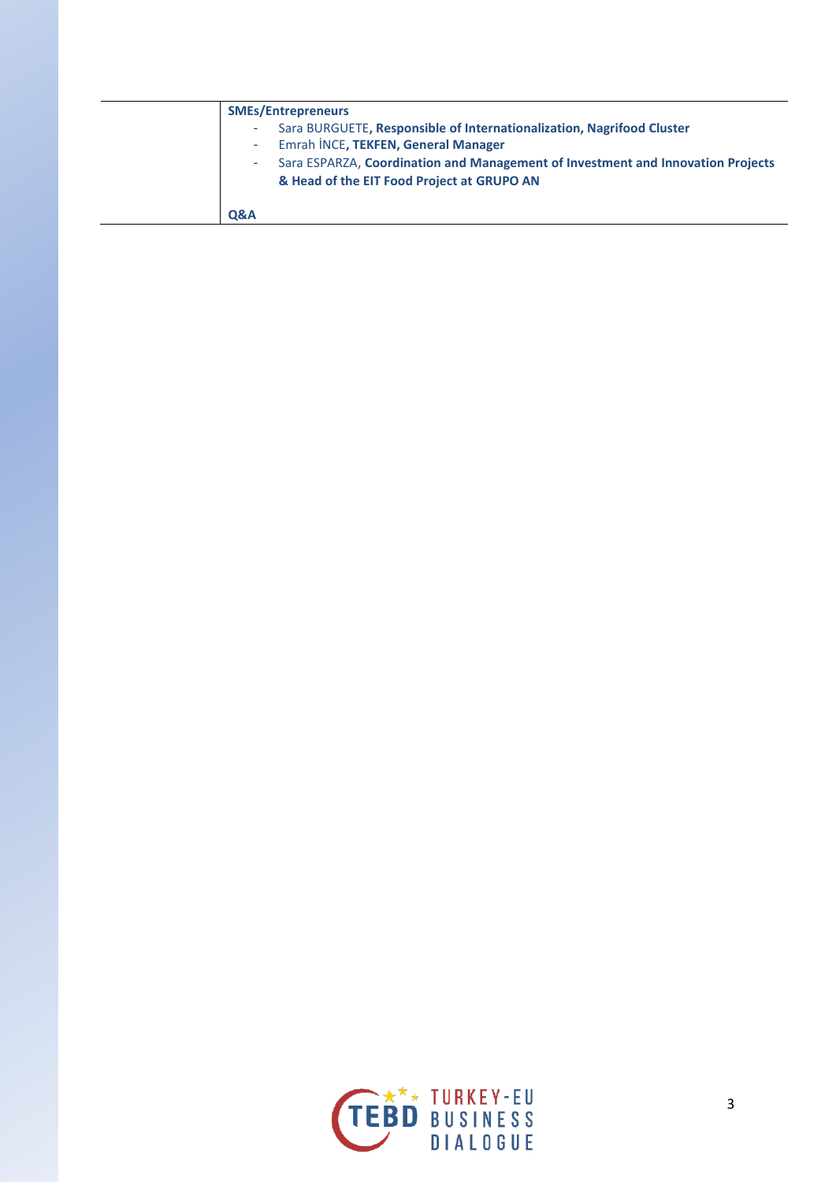| | |
|---|---|
| | **SMEs/Entrepreneurs**<br>- Sara BURGUETE, **Responsible of Internationalization, Nagrifood Cluster**<br>- Emrah İNCE, **TEKFEN, General Manager**<br>- Sara ESPARZA, **Coordination and Management of Investment and Innovation Projects & Head of the EIT Food Project at GRUPO AN**<br><br>**Q&A** |